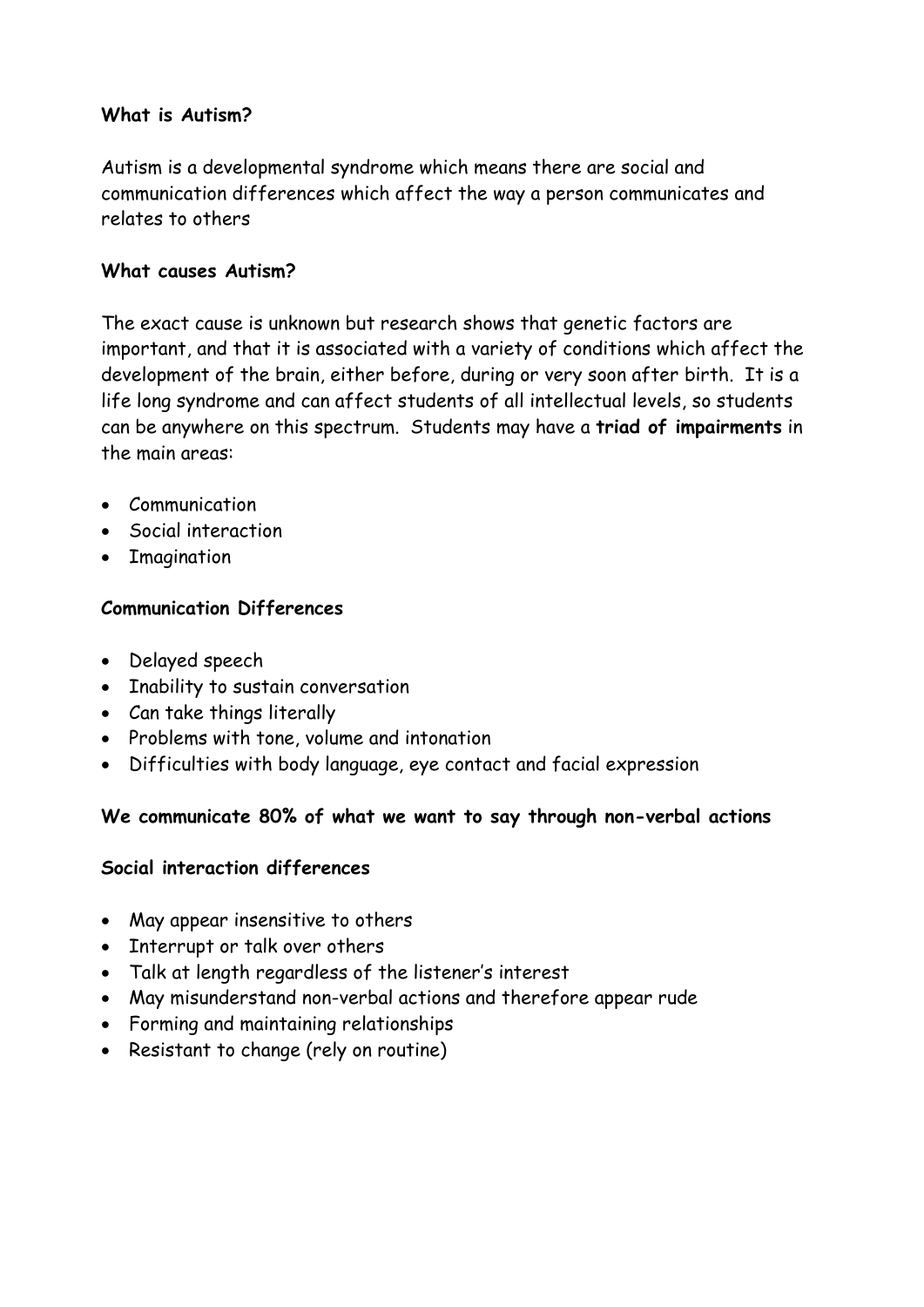**What is Autism?**

Autism is a developmental syndrome which means there are social and communication differences which affect the way a person communicates and relates to others

**What causes Autism?**

The exact cause is unknown but research shows that genetic factors are important, and that it is associated with a variety of conditions which affect the development of the brain, either before, during or very soon after birth. It is a life long syndrome and can affect students of all intellectual levels, so students can be anywhere on this spectrum. Students may have a **triad of impairments** in the main areas:

- Communication
- Social interaction
- Imagination

**Communication Differences**

- Delayed speech
- Inability to sustain conversation
- Can take things literally
- Problems with tone, volume and intonation
- Difficulties with body language, eye contact and facial expression

**We communicate 80% of what we want to say through non-verbal actions**

**Social interaction differences**

- May appear insensitive to others
- Interrupt or talk over others
- Talk at length regardless of the listener's interest
- May misunderstand non-verbal actions and therefore appear rude
- Forming and maintaining relationships
- Resistant to change (rely on routine)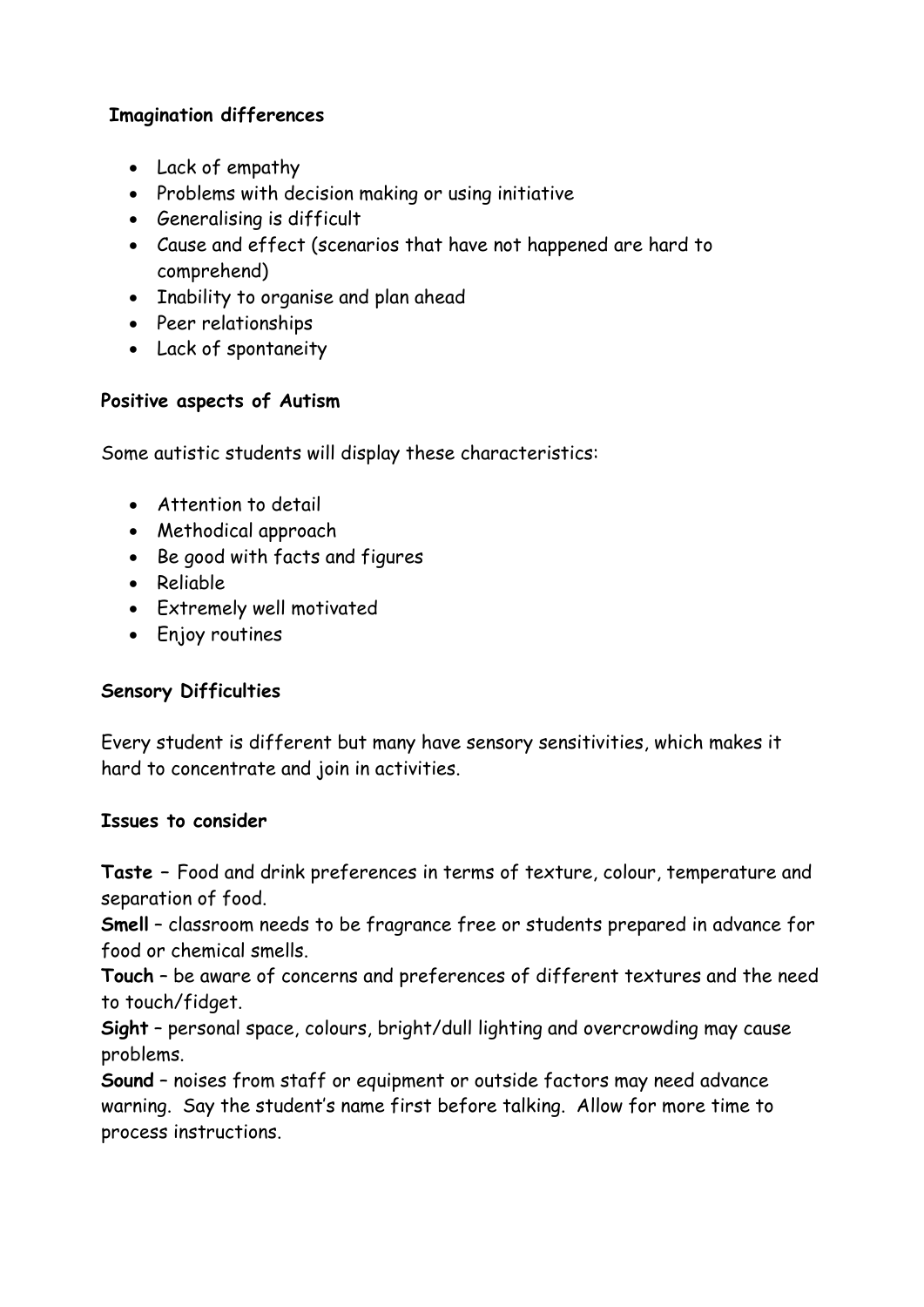**Imagination differences**

- Lack of empathy
- Problems with decision making or using initiative
- Generalising is difficult
- Cause and effect (scenarios that have not happened are hard to comprehend)
- Inability to organise and plan ahead
- Peer relationships
- Lack of spontaneity

**Positive aspects of Autism**

Some autistic students will display these characteristics:

- Attention to detail
- Methodical approach
- Be good with facts and figures
- Reliable
- Extremely well motivated
- Enjoy routines

**Sensory Difficulties**

Every student is different but many have sensory sensitivities, which makes it hard to concentrate and join in activities.

**Issues to consider**

**Taste** – Food and drink preferences in terms of texture, colour, temperature and separation of food.
**Smell** – classroom needs to be fragrance free or students prepared in advance for food or chemical smells.
**Touch** – be aware of concerns and preferences of different textures and the need to touch/fidget.
**Sight** – personal space, colours, bright/dull lighting and overcrowding may cause problems.
**Sound** – noises from staff or equipment or outside factors may need advance warning. Say the student's name first before talking. Allow for more time to process instructions.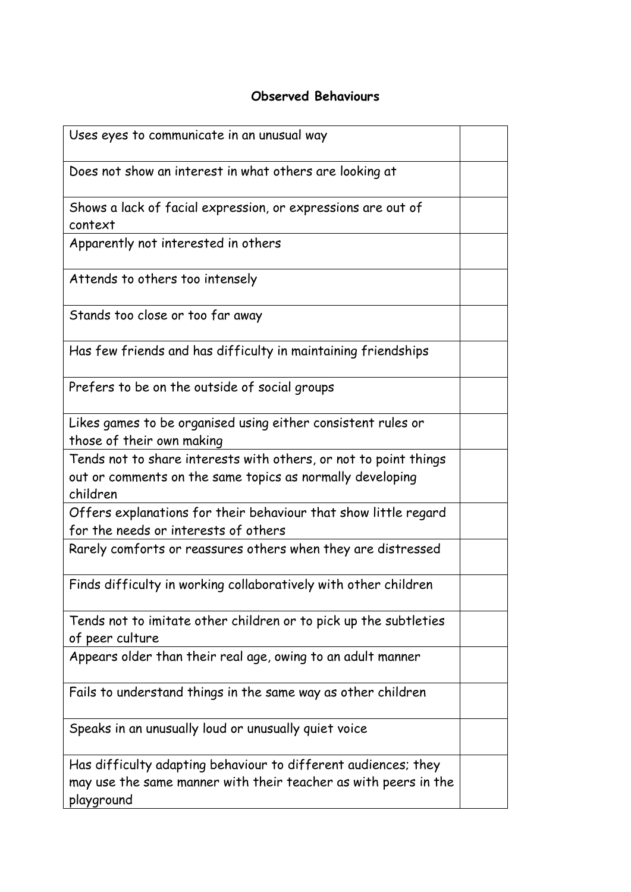## Observed Behaviours

| Behaviour | |
|---|---|
| Uses eyes to communicate in an unusual way | |
| Does not show an interest in what others are looking at | |
| Shows a lack of facial expression, or expressions are out of context | |
| Apparently not interested in others | |
| Attends to others too intensely | |
| Stands too close or too far away | |
| Has few friends and has difficulty in maintaining friendships | |
| Prefers to be on the outside of social groups | |
| Likes games to be organised using either consistent rules or those of their own making | |
| Tends not to share interests with others, or not to point things out or comments on the same topics as normally developing children | |
| Offers explanations for their behaviour that show little regard for the needs or interests of others | |
| Rarely comforts or reassures others when they are distressed | |
| Finds difficulty in working collaboratively with other children | |
| Tends not to imitate other children or to pick up the subtleties of peer culture | |
| Appears older than their real age, owing to an adult manner | |
| Fails to understand things in the same way as other children | |
| Speaks in an unusually loud or unusually quiet voice | |
| Has difficulty adapting behaviour to different audiences; they may use the same manner with their teacher as with peers in the playground | |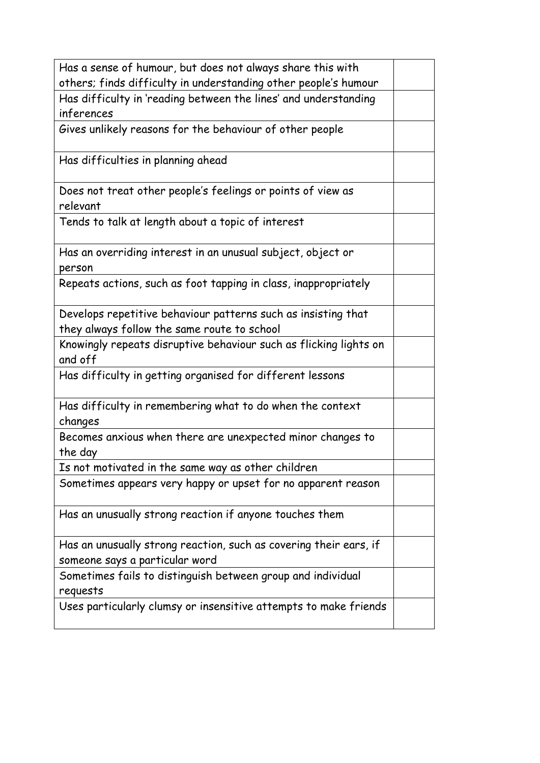| | |
|---|---|
| Has a sense of humour, but does not always share this with others; finds difficulty in understanding other people's humour | |
| Has difficulty in 'reading between the lines' and understanding inferences | |
| Gives unlikely reasons for the behaviour of other people | |
| Has difficulties in planning ahead | |
| Does not treat other people's feelings or points of view as relevant | |
| Tends to talk at length about a topic of interest | |
| Has an overriding interest in an unusual subject, object or person | |
| Repeats actions, such as foot tapping in class, inappropriately | |
| Develops repetitive behaviour patterns such as insisting that they always follow the same route to school | |
| Knowingly repeats disruptive behaviour such as flicking lights on and off | |
| Has difficulty in getting organised for different lessons | |
| Has difficulty in remembering what to do when the context changes | |
| Becomes anxious when there are unexpected minor changes to the day | |
| Is not motivated in the same way as other children | |
| Sometimes appears very happy or upset for no apparent reason | |
| Has an unusually strong reaction if anyone touches them | |
| Has an unusually strong reaction, such as covering their ears, if someone says a particular word | |
| Sometimes fails to distinguish between group and individual requests | |
| Uses particularly clumsy or insensitive attempts to make friends | |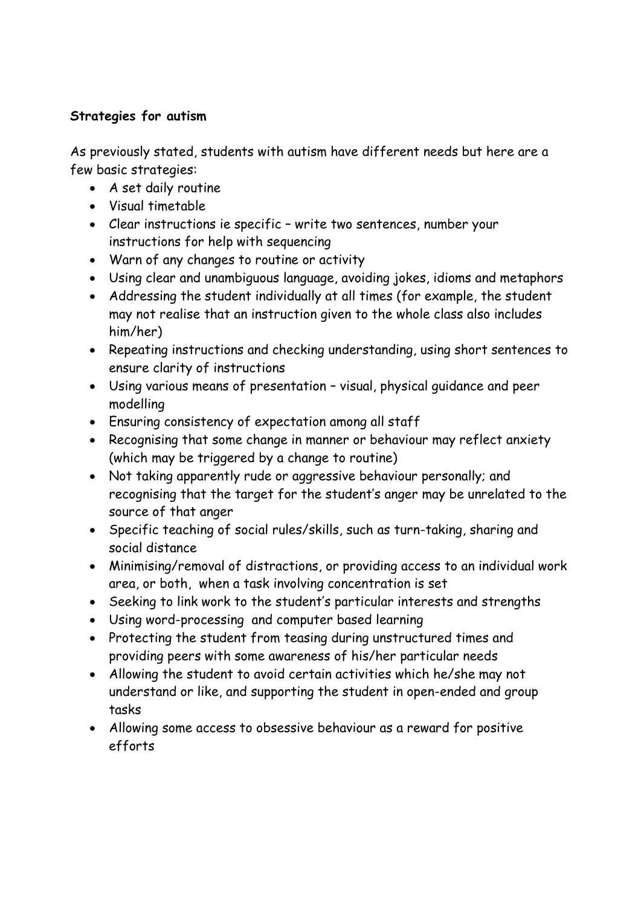**Strategies for autism**

As previously stated, students with autism have different needs but here are a few basic strategies:

- A set daily routine
- Visual timetable
- Clear instructions ie specific – write two sentences, number your instructions for help with sequencing
- Warn of any changes to routine or activity
- Using clear and unambiguous language, avoiding jokes, idioms and metaphors
- Addressing the student individually at all times (for example, the student may not realise that an instruction given to the whole class also includes him/her)
- Repeating instructions and checking understanding, using short sentences to ensure clarity of instructions
- Using various means of presentation – visual, physical guidance and peer modelling
- Ensuring consistency of expectation among all staff
- Recognising that some change in manner or behaviour may reflect anxiety (which may be triggered by a change to routine)
- Not taking apparently rude or aggressive behaviour personally; and recognising that the target for the student's anger may be unrelated to the source of that anger
- Specific teaching of social rules/skills, such as turn-taking, sharing and social distance
- Minimising/removal of distractions, or providing access to an individual work area, or both, when a task involving concentration is set
- Seeking to link work to the student's particular interests and strengths
- Using word-processing and computer based learning
- Protecting the student from teasing during unstructured times and providing peers with some awareness of his/her particular needs
- Allowing the student to avoid certain activities which he/she may not understand or like, and supporting the student in open-ended and group tasks
- Allowing some access to obsessive behaviour as a reward for positive efforts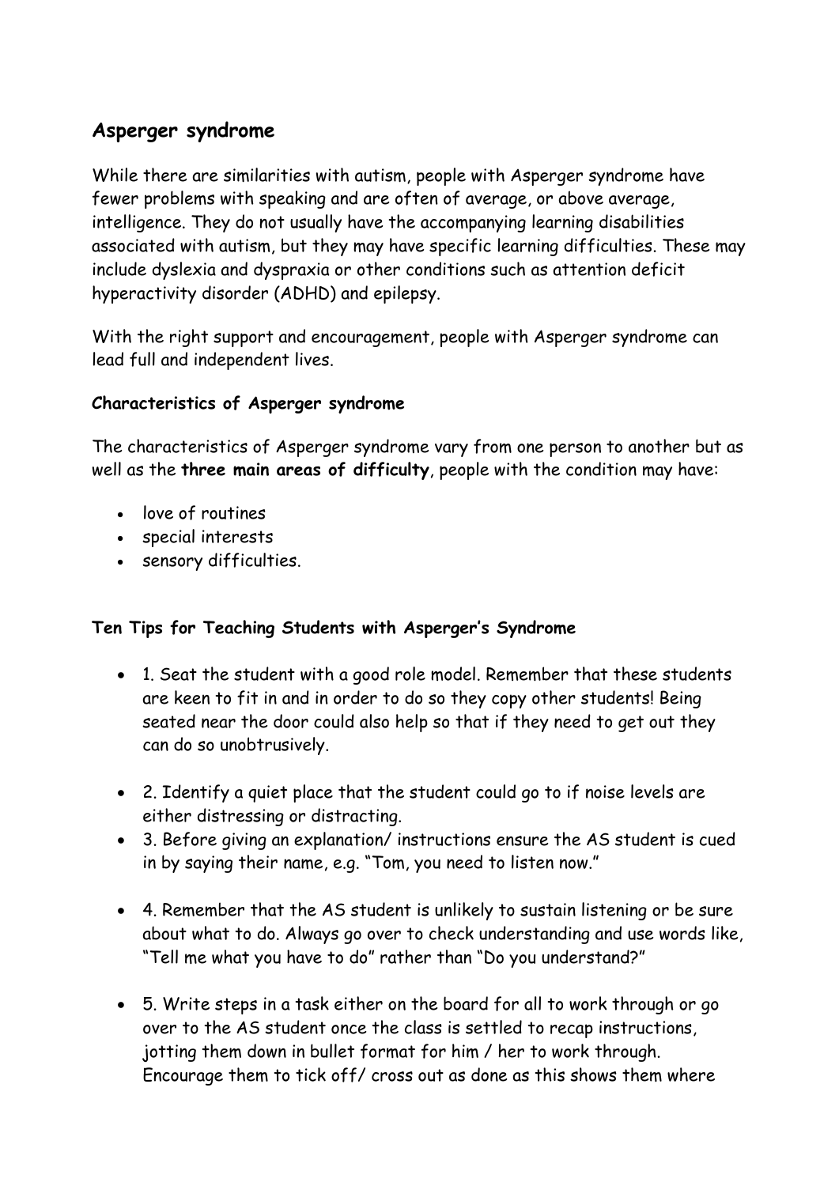## Asperger syndrome

While there are similarities with autism, people with Asperger syndrome have fewer problems with speaking and are often of average, or above average, intelligence. They do not usually have the accompanying learning disabilities associated with autism, but they may have specific learning difficulties. These may include dyslexia and dyspraxia or other conditions such as attention deficit hyperactivity disorder (ADHD) and epilepsy.

With the right support and encouragement, people with Asperger syndrome can lead full and independent lives.

**Characteristics of Asperger syndrome**

The characteristics of Asperger syndrome vary from one person to another but as well as the **three main areas of difficulty**, people with the condition may have:

- love of routines
- special interests
- sensory difficulties.

**Ten Tips for Teaching Students with Asperger's Syndrome**

- 1. Seat the student with a good role model. Remember that these students are keen to fit in and in order to do so they copy other students! Being seated near the door could also help so that if they need to get out they can do so unobtrusively.
- 2. Identify a quiet place that the student could go to if noise levels are either distressing or distracting.
- 3. Before giving an explanation/ instructions ensure the AS student is cued in by saying their name, e.g. "Tom, you need to listen now."
- 4. Remember that the AS student is unlikely to sustain listening or be sure about what to do. Always go over to check understanding and use words like, "Tell me what you have to do" rather than "Do you understand?"
- 5. Write steps in a task either on the board for all to work through or go over to the AS student once the class is settled to recap instructions, jotting them down in bullet format for him / her to work through. Encourage them to tick off/ cross out as done as this shows them where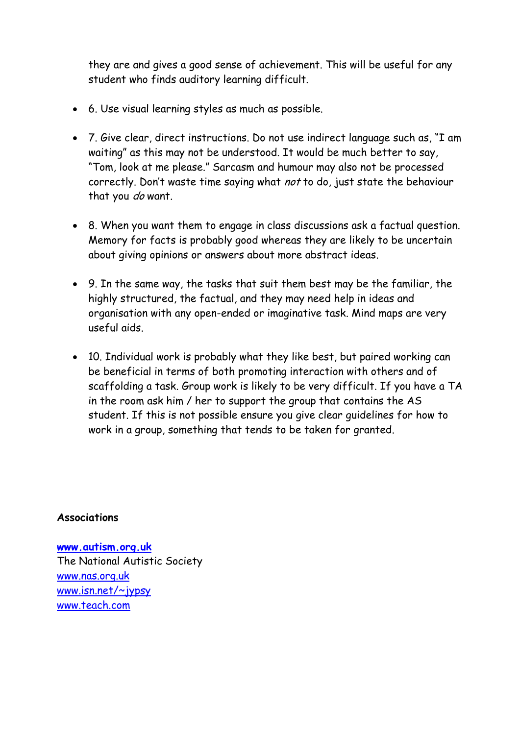they are and gives a good sense of achievement. This will be useful for any student who finds auditory learning difficult.

- 6. Use visual learning styles as much as possible.

- 7. Give clear, direct instructions. Do not use indirect language such as, "I am waiting" as this may not be understood. It would be much better to say, "Tom, look at me please." Sarcasm and humour may also not be processed correctly. Don't waste time saying what *not* to do, just state the behaviour that you *do* want.

- 8. When you want them to engage in class discussions ask a factual question. Memory for facts is probably good whereas they are likely to be uncertain about giving opinions or answers about more abstract ideas.

- 9. In the same way, the tasks that suit them best may be the familiar, the highly structured, the factual, and they may need help in ideas and organisation with any open-ended or imaginative task. Mind maps are very useful aids.

- 10. Individual work is probably what they like best, but paired working can be beneficial in terms of both promoting interaction with others and of scaffolding a task. Group work is likely to be very difficult. If you have a TA in the room ask him / her to support the group that contains the AS student. If this is not possible ensure you give clear guidelines for how to work in a group, something that tends to be taken for granted.

**Associations**

**[www.autism.org.uk](http://www.autism.org.uk)**
The National Autistic Society
[www.nas.org.uk](http://www.nas.org.uk)
[www.isn.net/~jypsy](http://www.isn.net/~jypsy)
[www.teach.com](http://www.teach.com)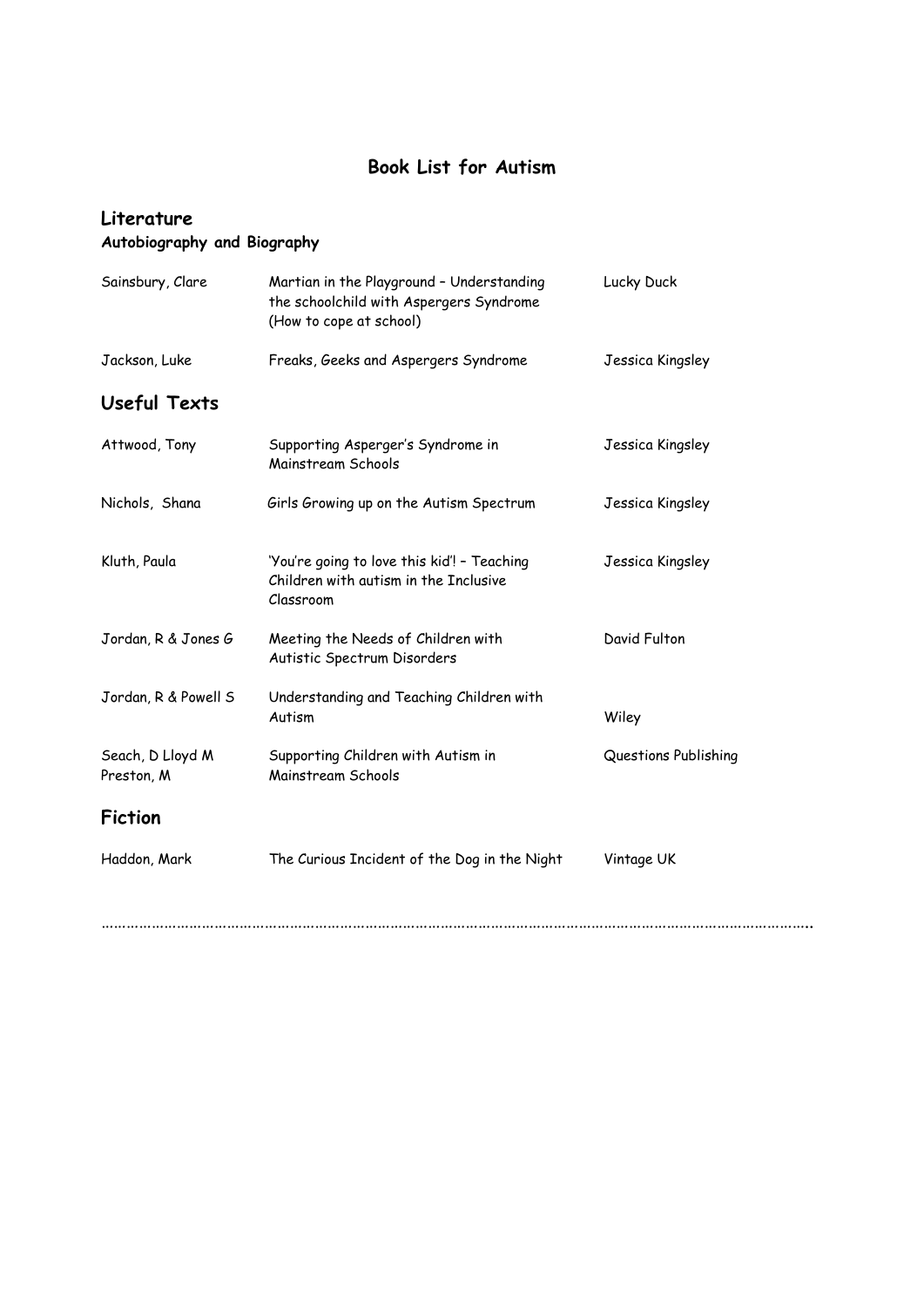# Book List for Autism

## Literature

### Autobiography and Biography

| | | |
|---|---|---|
| Sainsbury, Clare | Martian in the Playground – Understanding the schoolchild with Aspergers Syndrome (How to cope at school) | Lucky Duck |
| Jackson, Luke | Freaks, Geeks and Aspergers Syndrome | Jessica Kingsley |

## Useful Texts

| | | |
|---|---|---|
| Attwood, Tony | Supporting Asperger's Syndrome in Mainstream Schools | Jessica Kingsley |
| Nichols, Shana | Girls Growing up on the Autism Spectrum | Jessica Kingsley |
| Kluth, Paula | 'You're going to love this kid'! – Teaching Children with autism in the Inclusive Classroom | Jessica Kingsley |
| Jordan, R & Jones G | Meeting the Needs of Children with Autistic Spectrum Disorders | David Fulton |
| Jordan, R & Powell S | Understanding and Teaching Children with Autism | Wiley |
| Seach, D Lloyd M Preston, M | Supporting Children with Autism in Mainstream Schools | Questions Publishing |

## Fiction

| | | |
|---|---|---|
| Haddon, Mark | The Curious Incident of the Dog in the Night | Vintage UK |

…………………………………………………………………………………………………………………………………………….